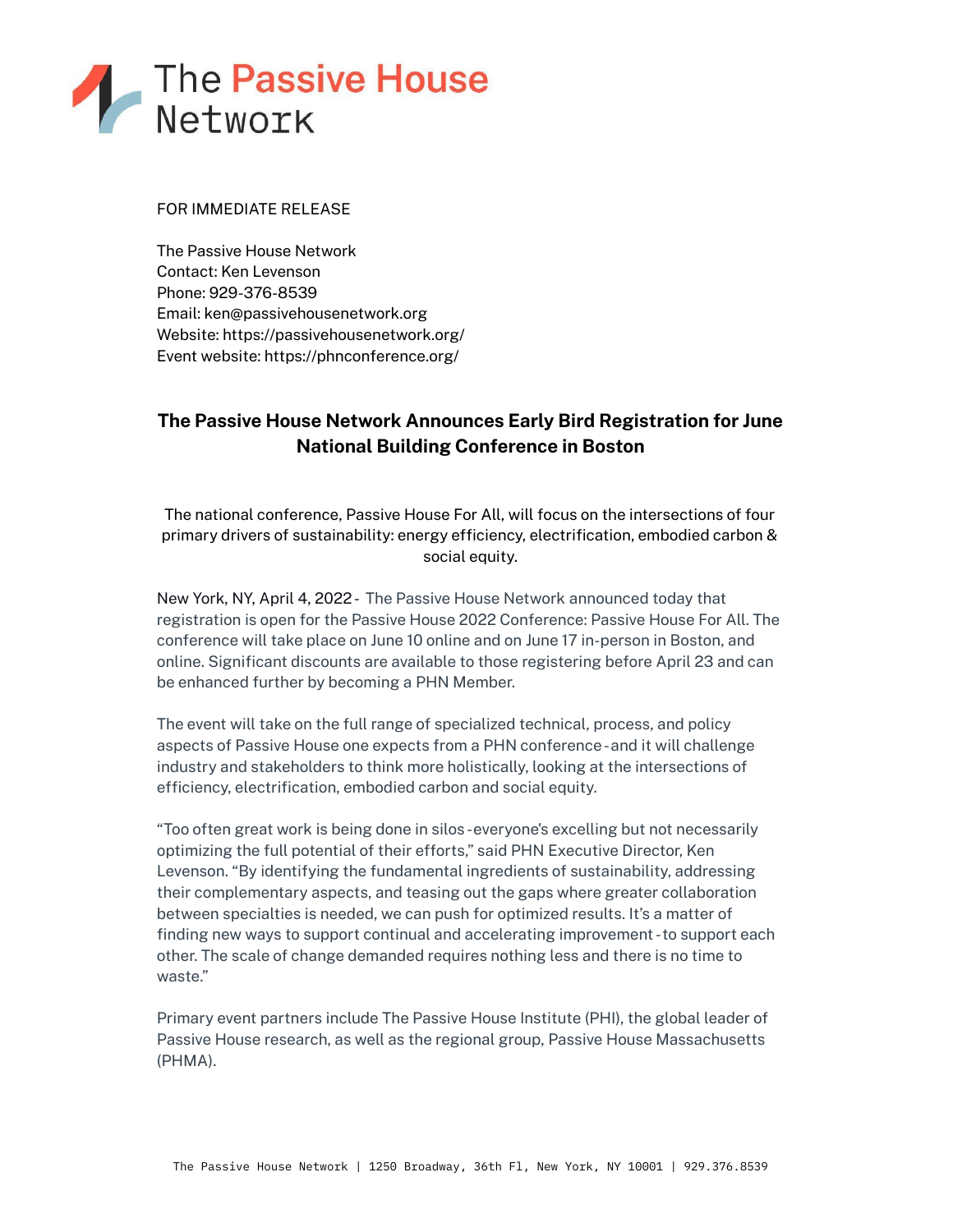The Passive House Network

FOR IMMEDIATE RELEASE

The Passive House Network
Contact: Ken Levenson
Phone: 929-376-8539
Email: ken@passivehousenetwork.org
Website: https://passivehousenetwork.org/
Event website: https://phnconference.org/

# The Passive House Network Announces Early Bird Registration for June National Building Conference in Boston

The national conference, Passive House For All, will focus on the intersections of four primary drivers of sustainability: energy efficiency, electrification, embodied carbon & social equity.

New York, NY, April 4, 2022 - The Passive House Network announced today that registration is open for the Passive House 2022 Conference: Passive House For All. The conference will take place on June 10 online and on June 17 in-person in Boston, and online. Significant discounts are available to those registering before April 23 and can be enhanced further by becoming a PHN Member.

The event will take on the full range of specialized technical, process, and policy aspects of Passive House one expects from a PHN conference - and it will challenge industry and stakeholders to think more holistically, looking at the intersections of efficiency, electrification, embodied carbon and social equity.

"Too often great work is being done in silos - everyone's excelling but not necessarily optimizing the full potential of their efforts," said PHN Executive Director, Ken Levenson. "By identifying the fundamental ingredients of sustainability, addressing their complementary aspects, and teasing out the gaps where greater collaboration between specialties is needed, we can push for optimized results. It's a matter of finding new ways to support continual and accelerating improvement - to support each other. The scale of change demanded requires nothing less and there is no time to waste."

Primary event partners include The Passive House Institute (PHI), the global leader of Passive House research, as well as the regional group, Passive House Massachusetts (PHMA).

The Passive House Network | 1250 Broadway, 36th Fl, New York, NY 10001 | 929.376.8539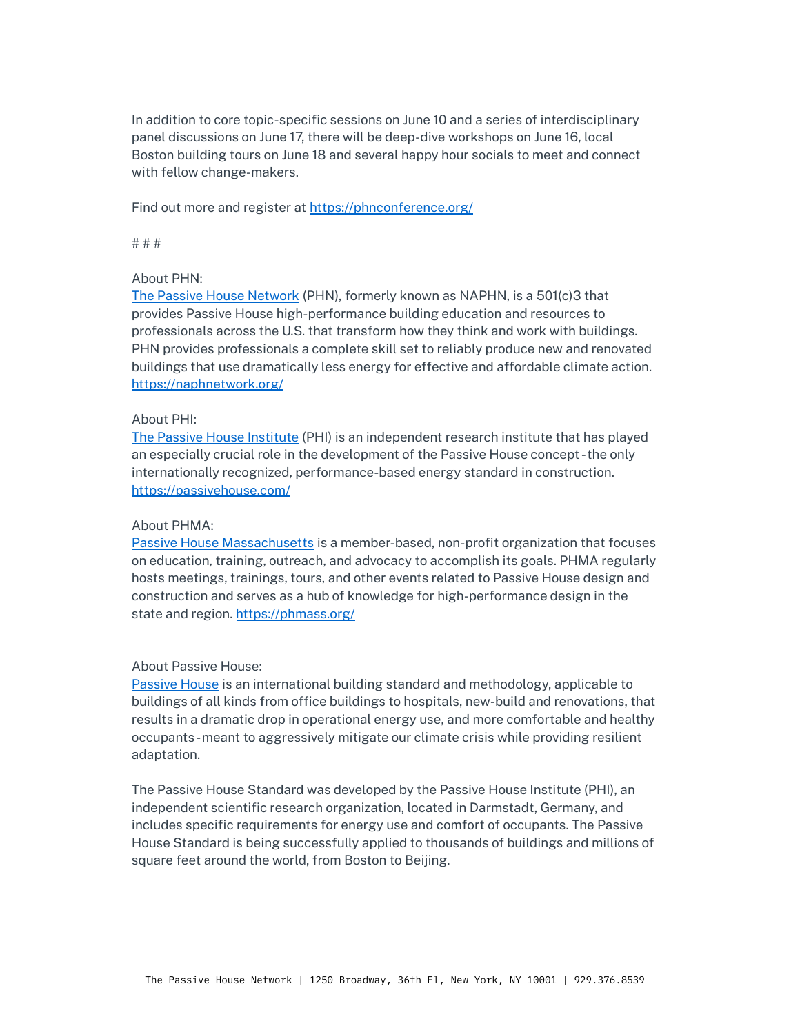In addition to core topic-specific sessions on June 10 and a series of interdisciplinary panel discussions on June 17, there will be deep-dive workshops on June 16, local Boston building tours on June 18 and several happy hour socials to meet and connect with fellow change-makers.

Find out more and register at [https://phnconference.org/](https://phnconference.org/)

# # #

About PHN:
[The Passive House Network](https://naphnetwork.org/) (PHN), formerly known as NAPHN, is a 501(c)3 that provides Passive House high-performance building education and resources to professionals across the U.S. that transform how they think and work with buildings. PHN provides professionals a complete skill set to reliably produce new and renovated buildings that use dramatically less energy for effective and affordable climate action. [https://naphnetwork.org/](https://naphnetwork.org/)

About PHI:
[The Passive House Institute](https://passivehouse.com/) (PHI) is an independent research institute that has played an especially crucial role in the development of the Passive House concept - the only internationally recognized, performance-based energy standard in construction. [https://passivehouse.com/](https://passivehouse.com/)

About PHMA:
[Passive House Massachusetts](https://phmass.org/) is a member-based, non-profit organization that focuses on education, training, outreach, and advocacy to accomplish its goals. PHMA regularly hosts meetings, trainings, tours, and other events related to Passive House design and construction and serves as a hub of knowledge for high-performance design in the state and region. [https://phmass.org/](https://phmass.org/)

About Passive House:
Passive House is an international building standard and methodology, applicable to buildings of all kinds from office buildings to hospitals, new-build and renovations, that results in a dramatic drop in operational energy use, and more comfortable and healthy occupants - meant to aggressively mitigate our climate crisis while providing resilient adaptation.

The Passive House Standard was developed by the Passive House Institute (PHI), an independent scientific research organization, located in Darmstadt, Germany, and includes specific requirements for energy use and comfort of occupants. The Passive House Standard is being successfully applied to thousands of buildings and millions of square feet around the world, from Boston to Beijing.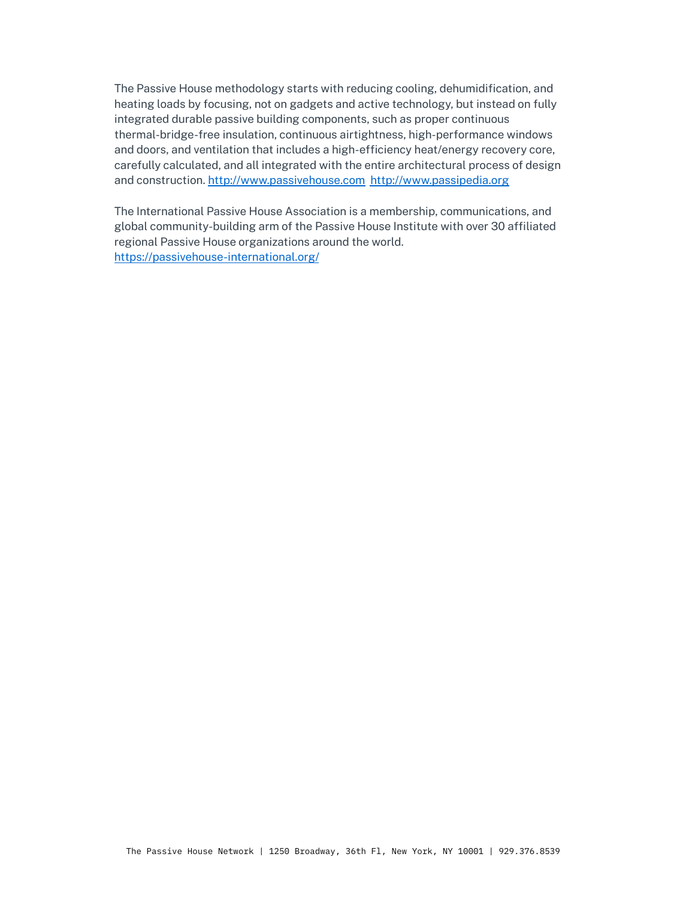The Passive House methodology starts with reducing cooling, dehumidification, and heating loads by focusing, not on gadgets and active technology, but instead on fully integrated durable passive building components, such as proper continuous thermal-bridge-free insulation, continuous airtightness, high-performance windows and doors, and ventilation that includes a high-efficiency heat/energy recovery core, carefully calculated, and all integrated with the entire architectural process of design and construction. http://www.passivehouse.com http://www.passipedia.org

The International Passive House Association is a membership, communications, and global community-building arm of the Passive House Institute with over 30 affiliated regional Passive House organizations around the world. https://passivehouse-international.org/

The Passive House Network | 1250 Broadway, 36th Fl, New York, NY 10001 | 929.376.8539